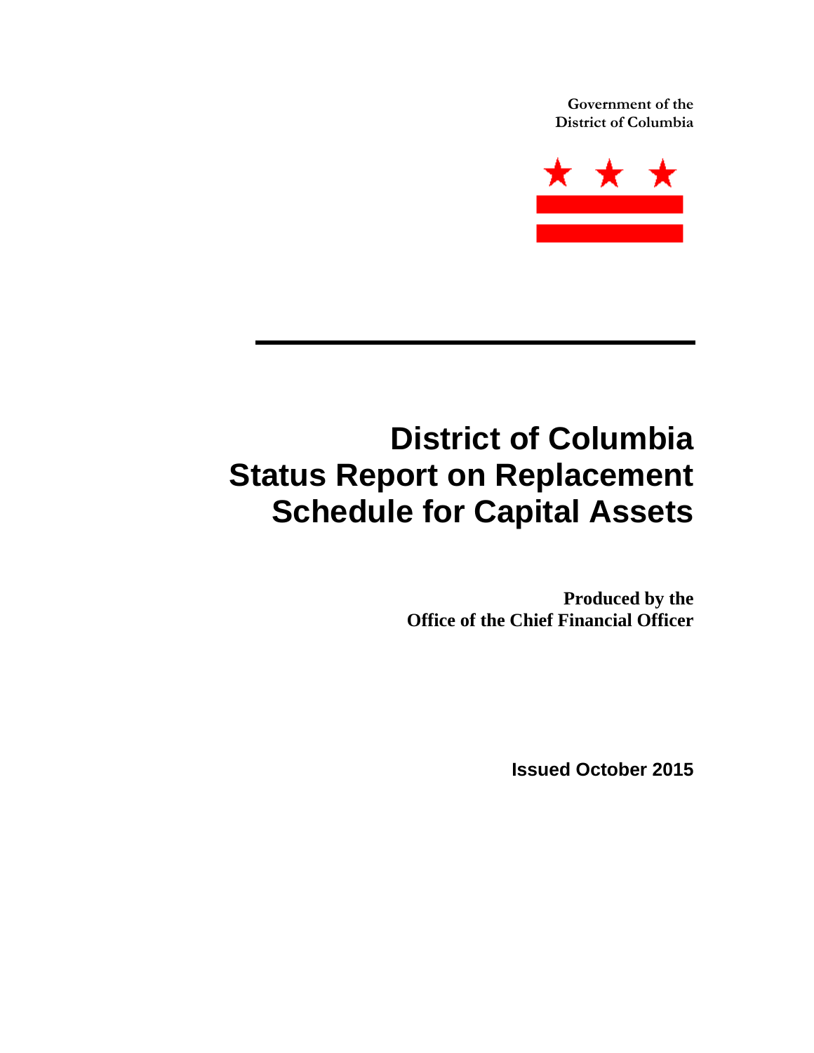**Government of the District of Columbia**

# District of Columbia Status Report on Replacement Schedule for Capital Assets

**Produced by the Office of the Chief Financial Officer**

**Issued October 2015**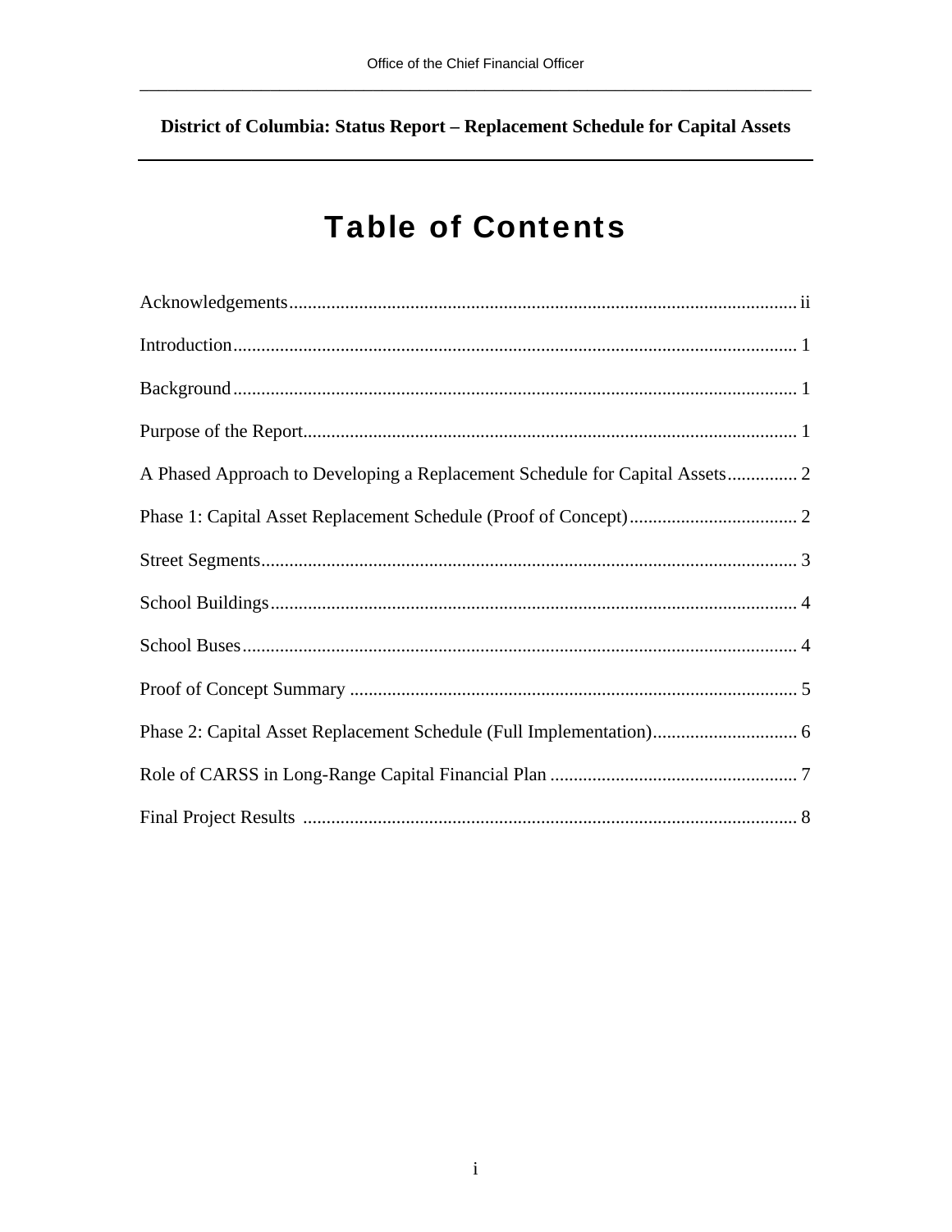# Table of Contents

Acknowledgements ........ ii

Introduction ........ 1

Background ........ 1

Purpose of the Report ........ 1

A Phased Approach to Developing a Replacement Schedule for Capital Assets ........ 2

Phase 1: Capital Asset Replacement Schedule (Proof of Concept) ........ 2

Street Segments ........ 3

School Buildings ........ 4

School Buses ........ 4

Proof of Concept Summary ........ 5

Phase 2: Capital Asset Replacement Schedule (Full Implementation) ........ 6

Role of CARSS in Long-Range Capital Financial Plan ........ 7

Final Project Results ........ 8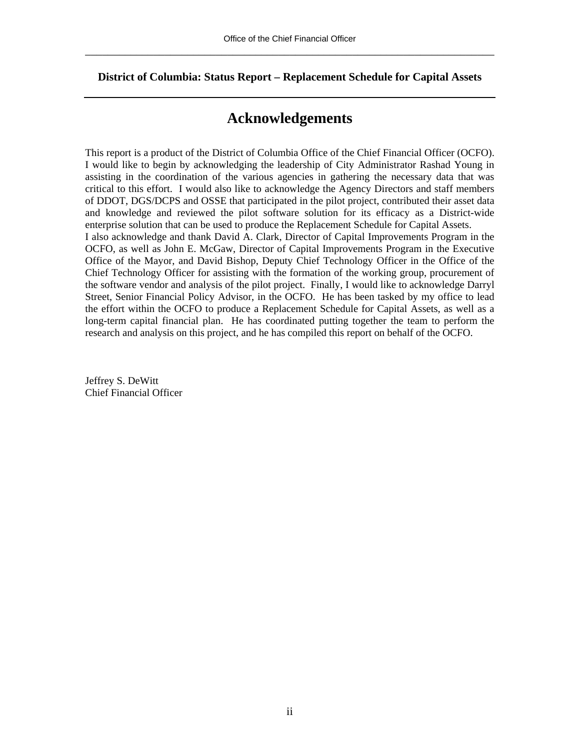**District of Columbia: Status Report – Replacement Schedule for Capital Assets**

# Acknowledgements

This report is a product of the District of Columbia Office of the Chief Financial Officer (OCFO). I would like to begin by acknowledging the leadership of City Administrator Rashad Young in assisting in the coordination of the various agencies in gathering the necessary data that was critical to this effort. I would also like to acknowledge the Agency Directors and staff members of DDOT, DGS/DCPS and OSSE that participated in the pilot project, contributed their asset data and knowledge and reviewed the pilot software solution for its efficacy as a District-wide enterprise solution that can be used to produce the Replacement Schedule for Capital Assets.

I also acknowledge and thank David A. Clark, Director of Capital Improvements Program in the OCFO, as well as John E. McGaw, Director of Capital Improvements Program in the Executive Office of the Mayor, and David Bishop, Deputy Chief Technology Officer in the Office of the Chief Technology Officer for assisting with the formation of the working group, procurement of the software vendor and analysis of the pilot project. Finally, I would like to acknowledge Darryl Street, Senior Financial Policy Advisor, in the OCFO. He has been tasked by my office to lead the effort within the OCFO to produce a Replacement Schedule for Capital Assets, as well as a long-term capital financial plan. He has coordinated putting together the team to perform the research and analysis on this project, and he has compiled this report on behalf of the OCFO.

Jeffrey S. DeWitt
Chief Financial Officer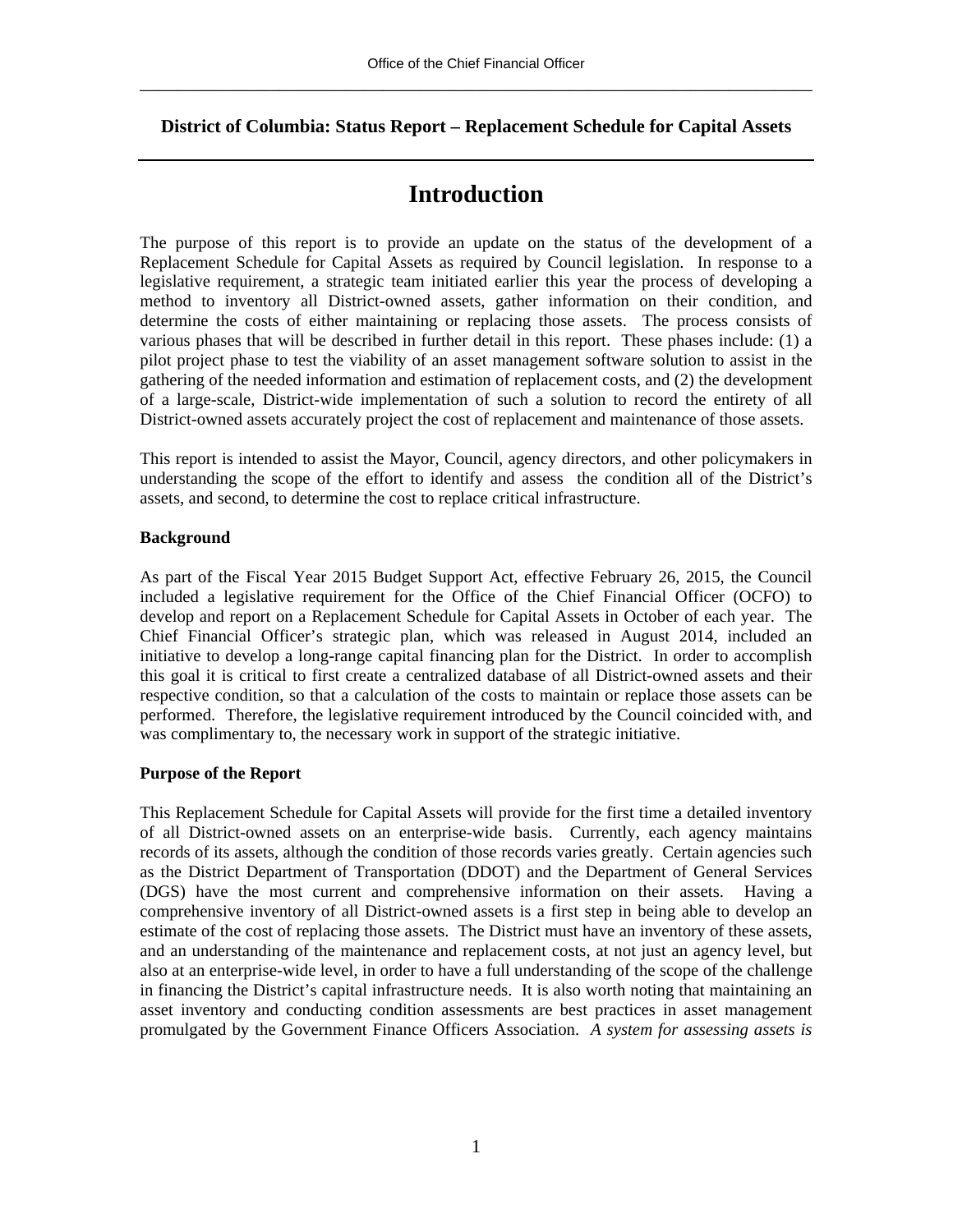**District of Columbia: Status Report – Replacement Schedule for Capital Assets**

# Introduction

The purpose of this report is to provide an update on the status of the development of a Replacement Schedule for Capital Assets as required by Council legislation. In response to a legislative requirement, a strategic team initiated earlier this year the process of developing a method to inventory all District-owned assets, gather information on their condition, and determine the costs of either maintaining or replacing those assets. The process consists of various phases that will be described in further detail in this report. These phases include: (1) a pilot project phase to test the viability of an asset management software solution to assist in the gathering of the needed information and estimation of replacement costs, and (2) the development of a large-scale, District-wide implementation of such a solution to record the entirety of all District-owned assets accurately project the cost of replacement and maintenance of those assets.

This report is intended to assist the Mayor, Council, agency directors, and other policymakers in understanding the scope of the effort to identify and assess the condition all of the District's assets, and second, to determine the cost to replace critical infrastructure.

**Background**

As part of the Fiscal Year 2015 Budget Support Act, effective February 26, 2015, the Council included a legislative requirement for the Office of the Chief Financial Officer (OCFO) to develop and report on a Replacement Schedule for Capital Assets in October of each year. The Chief Financial Officer's strategic plan, which was released in August 2014, included an initiative to develop a long-range capital financing plan for the District. In order to accomplish this goal it is critical to first create a centralized database of all District-owned assets and their respective condition, so that a calculation of the costs to maintain or replace those assets can be performed. Therefore, the legislative requirement introduced by the Council coincided with, and was complimentary to, the necessary work in support of the strategic initiative.

**Purpose of the Report**

This Replacement Schedule for Capital Assets will provide for the first time a detailed inventory of all District-owned assets on an enterprise-wide basis. Currently, each agency maintains records of its assets, although the condition of those records varies greatly. Certain agencies such as the District Department of Transportation (DDOT) and the Department of General Services (DGS) have the most current and comprehensive information on their assets. Having a comprehensive inventory of all District-owned assets is a first step in being able to develop an estimate of the cost of replacing those assets. The District must have an inventory of these assets, and an understanding of the maintenance and replacement costs, at not just an agency level, but also at an enterprise-wide level, in order to have a full understanding of the scope of the challenge in financing the District's capital infrastructure needs. It is also worth noting that maintaining an asset inventory and conducting condition assessments are best practices in asset management promulgated by the Government Finance Officers Association. *A system for assessing assets is*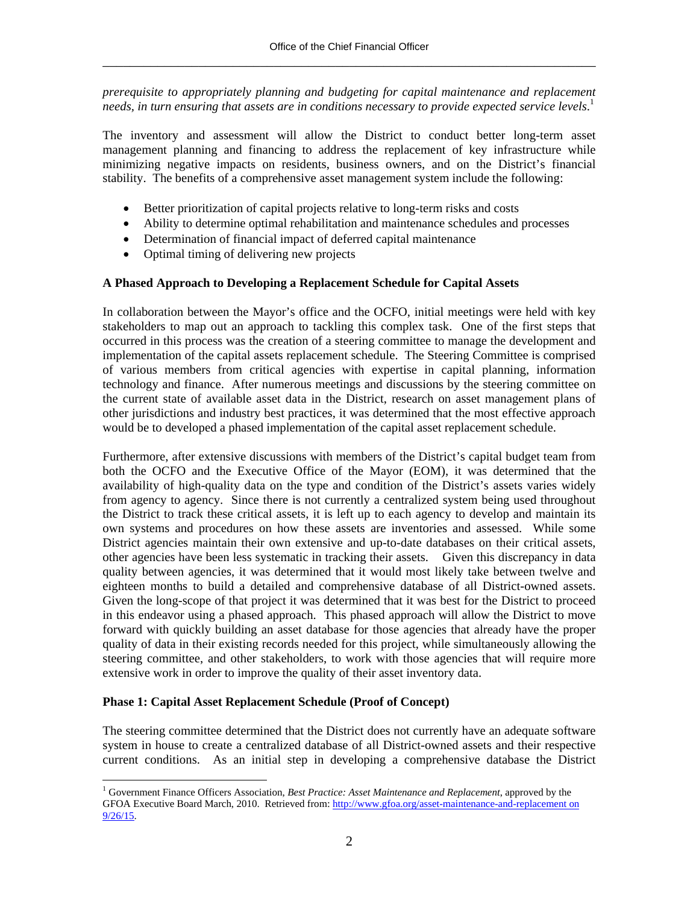*prerequisite to appropriately planning and budgeting for capital maintenance and replacement needs, in turn ensuring that assets are in conditions necessary to provide expected service levels*.[1]

The inventory and assessment will allow the District to conduct better long-term asset management planning and financing to address the replacement of key infrastructure while minimizing negative impacts on residents, business owners, and on the District's financial stability. The benefits of a comprehensive asset management system include the following:

- Better prioritization of capital projects relative to long-term risks and costs
- Ability to determine optimal rehabilitation and maintenance schedules and processes
- Determination of financial impact of deferred capital maintenance
- Optimal timing of delivering new projects

**A Phased Approach to Developing a Replacement Schedule for Capital Assets**

In collaboration between the Mayor's office and the OCFO, initial meetings were held with key stakeholders to map out an approach to tackling this complex task. One of the first steps that occurred in this process was the creation of a steering committee to manage the development and implementation of the capital assets replacement schedule. The Steering Committee is comprised of various members from critical agencies with expertise in capital planning, information technology and finance. After numerous meetings and discussions by the steering committee on the current state of available asset data in the District, research on asset management plans of other jurisdictions and industry best practices, it was determined that the most effective approach would be to developed a phased implementation of the capital asset replacement schedule.

Furthermore, after extensive discussions with members of the District's capital budget team from both the OCFO and the Executive Office of the Mayor (EOM), it was determined that the availability of high-quality data on the type and condition of the District's assets varies widely from agency to agency. Since there is not currently a centralized system being used throughout the District to track these critical assets, it is left up to each agency to develop and maintain its own systems and procedures on how these assets are inventories and assessed. While some District agencies maintain their own extensive and up-to-date databases on their critical assets, other agencies have been less systematic in tracking their assets. Given this discrepancy in data quality between agencies, it was determined that it would most likely take between twelve and eighteen months to build a detailed and comprehensive database of all District-owned assets. Given the long-scope of that project it was determined that it was best for the District to proceed in this endeavor using a phased approach. This phased approach will allow the District to move forward with quickly building an asset database for those agencies that already have the proper quality of data in their existing records needed for this project, while simultaneously allowing the steering committee, and other stakeholders, to work with those agencies that will require more extensive work in order to improve the quality of their asset inventory data.

**Phase 1: Capital Asset Replacement Schedule (Proof of Concept)**

The steering committee determined that the District does not currently have an adequate software system in house to create a centralized database of all District-owned assets and their respective current conditions. As an initial step in developing a comprehensive database the District

[1] Government Finance Officers Association, *Best Practice: Asset Maintenance and Replacement*, approved by the GFOA Executive Board March, 2010. Retrieved from: http://www.gfoa.org/asset-maintenance-and-replacement on 9/26/15.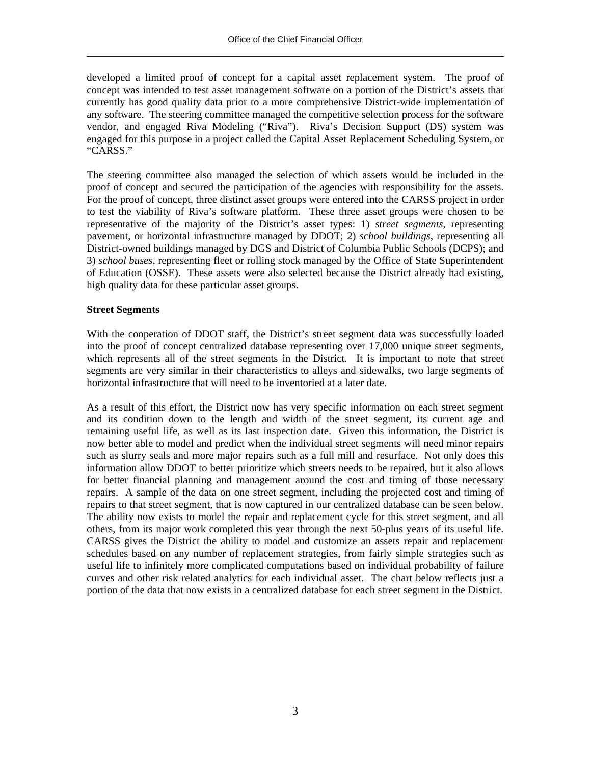developed a limited proof of concept for a capital asset replacement system. The proof of concept was intended to test asset management software on a portion of the District's assets that currently has good quality data prior to a more comprehensive District-wide implementation of any software. The steering committee managed the competitive selection process for the software vendor, and engaged Riva Modeling ("Riva"). Riva's Decision Support (DS) system was engaged for this purpose in a project called the Capital Asset Replacement Scheduling System, or "CARSS."

The steering committee also managed the selection of which assets would be included in the proof of concept and secured the participation of the agencies with responsibility for the assets. For the proof of concept, three distinct asset groups were entered into the CARSS project in order to test the viability of Riva's software platform. These three asset groups were chosen to be representative of the majority of the District's asset types: 1) *street segments*, representing pavement, or horizontal infrastructure managed by DDOT; 2) *school buildings*, representing all District-owned buildings managed by DGS and District of Columbia Public Schools (DCPS); and 3) *school buses*, representing fleet or rolling stock managed by the Office of State Superintendent of Education (OSSE). These assets were also selected because the District already had existing, high quality data for these particular asset groups.

**Street Segments**

With the cooperation of DDOT staff, the District's street segment data was successfully loaded into the proof of concept centralized database representing over 17,000 unique street segments, which represents all of the street segments in the District. It is important to note that street segments are very similar in their characteristics to alleys and sidewalks, two large segments of horizontal infrastructure that will need to be inventoried at a later date.

As a result of this effort, the District now has very specific information on each street segment and its condition down to the length and width of the street segment, its current age and remaining useful life, as well as its last inspection date. Given this information, the District is now better able to model and predict when the individual street segments will need minor repairs such as slurry seals and more major repairs such as a full mill and resurface. Not only does this information allow DDOT to better prioritize which streets needs to be repaired, but it also allows for better financial planning and management around the cost and timing of those necessary repairs. A sample of the data on one street segment, including the projected cost and timing of repairs to that street segment, that is now captured in our centralized database can be seen below. The ability now exists to model the repair and replacement cycle for this street segment, and all others, from its major work completed this year through the next 50-plus years of its useful life. CARSS gives the District the ability to model and customize an assets repair and replacement schedules based on any number of replacement strategies, from fairly simple strategies such as useful life to infinitely more complicated computations based on individual probability of failure curves and other risk related analytics for each individual asset. The chart below reflects just a portion of the data that now exists in a centralized database for each street segment in the District.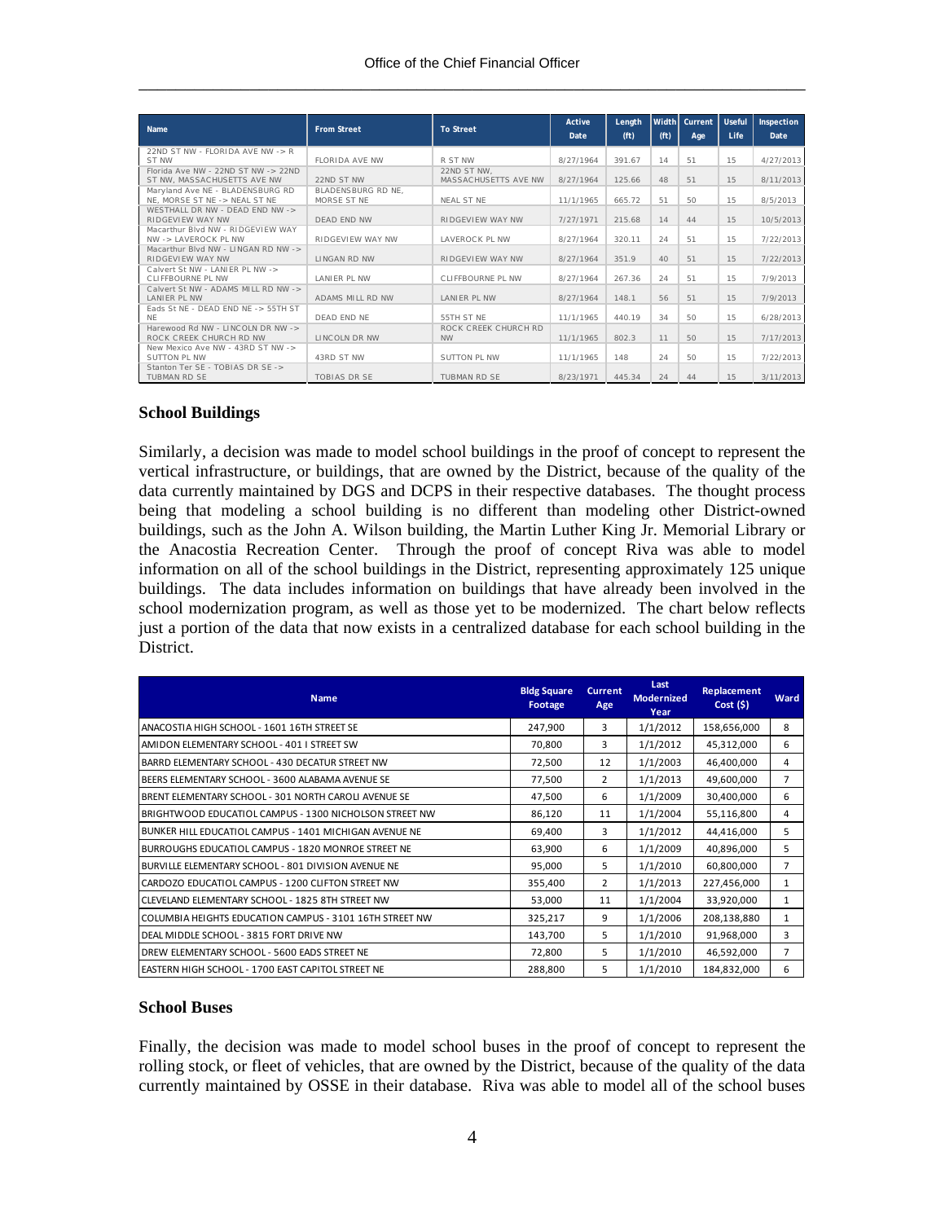| Name | From Street | To Street | Active Date | Length (ft) | Width (ft) | Current Age | Useful Life | Inspection Date |
|---|---|---|---|---|---|---|---|---|
| 22ND ST NW - FLORIDA AVE NW -> R ST NW | FLORIDA AVE NW | R ST NW | 8/27/1964 | 391.67 | 14 | 51 | 15 | 4/27/2013 |
| Florida Ave NW - 22ND ST NW -> 22ND ST NW, MASSACHUSETTS AVE NW | 22ND ST NW | 22ND ST NW, MASSACHUSETTS AVE NW | 8/27/1964 | 125.66 | 48 | 51 | 15 | 8/11/2013 |
| Maryland Ave NE - BLADENSBURG RD NE, MORSE ST NE -> NEAL ST NE | BLADENSBURG RD NE, MORSE ST NE | NEAL ST NE | 11/1/1965 | 665.72 | 51 | 50 | 15 | 8/5/2013 |
| WESTHALL DR NW - DEAD END NW -> RIDGEVIEW WAY NW | DEAD END NW | RIDGEVIEW WAY NW | 7/27/1971 | 215.68 | 14 | 44 | 15 | 10/5/2013 |
| Macarthur Blvd NW - RIDGEVIEW WAY NW -> LAVEROCK PL NW | RIDGEVIEW WAY NW | LAVEROCK PL NW | 8/27/1964 | 320.11 | 24 | 51 | 15 | 7/22/2013 |
| Macarthur Blvd NW - LINGAN RD NW -> RIDGEVIEW WAY NW | LINGAN RD NW | RIDGEVIEW WAY NW | 8/27/1964 | 351.9 | 40 | 51 | 15 | 7/22/2013 |
| Calvert St NW - LANIER PL NW -> CLIFFBOURNE PL NW | LANIER PL NW | CLIFFBOURNE PL NW | 8/27/1964 | 267.36 | 24 | 51 | 15 | 7/9/2013 |
| Calvert St NW - ADAMS MILL RD NW -> LANIER PL NW | ADAMS MILL RD NW | LANIER PL NW | 8/27/1964 | 148.1 | 56 | 51 | 15 | 7/9/2013 |
| Eads St NE - DEAD END NE -> 55TH ST NE | DEAD END NE | 55TH ST NE | 11/1/1965 | 440.19 | 34 | 50 | 15 | 6/28/2013 |
| Harewood Rd NW - LINCOLN DR NW -> ROCK CREEK CHURCH RD NW | LINCOLN DR NW | ROCK CREEK CHURCH RD NW | 11/1/1965 | 802.3 | 11 | 50 | 15 | 7/17/2013 |
| New Mexico Ave NW - 43RD ST NW -> SUTTON PL NW | 43RD ST NW | SUTTON PL NW | 11/1/1965 | 148 | 24 | 50 | 15 | 7/22/2013 |
| Stanton Ter SE - TOBIAS DR SE -> TUBMAN RD SE | TOBIAS DR SE | TUBMAN RD SE | 8/23/1971 | 445.34 | 24 | 44 | 15 | 3/11/2013 |

### School Buildings

Similarly, a decision was made to model school buildings in the proof of concept to represent the vertical infrastructure, or buildings, that are owned by the District, because of the quality of the data currently maintained by DGS and DCPS in their respective databases. The thought process being that modeling a school building is no different than modeling other District-owned buildings, such as the John A. Wilson building, the Martin Luther King Jr. Memorial Library or the Anacostia Recreation Center. Through the proof of concept Riva was able to model information on all of the school buildings in the District, representing approximately 125 unique buildings. The data includes information on buildings that have already been involved in the school modernization program, as well as those yet to be modernized. The chart below reflects just a portion of the data that now exists in a centralized database for each school building in the District.

| Name | Bldg Square Footage | Current Age | Last Modernized Year | Replacement Cost ($) | Ward |
|---|---|---|---|---|---|
| ANACOSTIA HIGH SCHOOL - 1601 16TH STREET SE | 247,900 | 3 | 1/1/2012 | 158,656,000 | 8 |
| AMIDON ELEMENTARY SCHOOL - 401 I STREET SW | 70,800 | 3 | 1/1/2012 | 45,312,000 | 6 |
| BARRD ELEMENTARY SCHOOL - 430 DECATUR STREET NW | 72,500 | 12 | 1/1/2003 | 46,400,000 | 4 |
| BEERS ELEMENTARY SCHOOL - 3600 ALABAMA AVENUE SE | 77,500 | 2 | 1/1/2013 | 49,600,000 | 7 |
| BRENT ELEMENTARY SCHOOL - 301 NORTH CAROLI AVENUE SE | 47,500 | 6 | 1/1/2009 | 30,400,000 | 6 |
| BRIGHTWOOD EDUCATIOL CAMPUS - 1300 NICHOLSON STREET NW | 86,120 | 11 | 1/1/2004 | 55,116,800 | 4 |
| BUNKER HILL EDUCATIOL CAMPUS - 1401 MICHIGAN AVENUE NE | 69,400 | 3 | 1/1/2012 | 44,416,000 | 5 |
| BURROUGHS EDUCATIOL CAMPUS - 1820 MONROE STREET NE | 63,900 | 6 | 1/1/2009 | 40,896,000 | 5 |
| BURVILLE ELEMENTARY SCHOOL - 801 DIVISION AVENUE NE | 95,000 | 5 | 1/1/2010 | 60,800,000 | 7 |
| CARDOZO EDUCATIOL CAMPUS - 1200 CLIFTON STREET NW | 355,400 | 2 | 1/1/2013 | 227,456,000 | 1 |
| CLEVELAND ELEMENTARY SCHOOL - 1825 8TH STREET NW | 53,000 | 11 | 1/1/2004 | 33,920,000 | 1 |
| COLUMBIA HEIGHTS EDUCATION CAMPUS - 3101 16TH STREET NW | 325,217 | 9 | 1/1/2006 | 208,138,880 | 1 |
| DEAL MIDDLE SCHOOL - 3815 FORT DRIVE NW | 143,700 | 5 | 1/1/2010 | 91,968,000 | 3 |
| DREW ELEMENTARY SCHOOL - 5600 EADS STREET NE | 72,800 | 5 | 1/1/2010 | 46,592,000 | 7 |
| EASTERN HIGH SCHOOL - 1700 EAST CAPITOL STREET NE | 288,800 | 5 | 1/1/2010 | 184,832,000 | 6 |

### School Buses

Finally, the decision was made to model school buses in the proof of concept to represent the rolling stock, or fleet of vehicles, that are owned by the District, because of the quality of the data currently maintained by OSSE in their database. Riva was able to model all of the school buses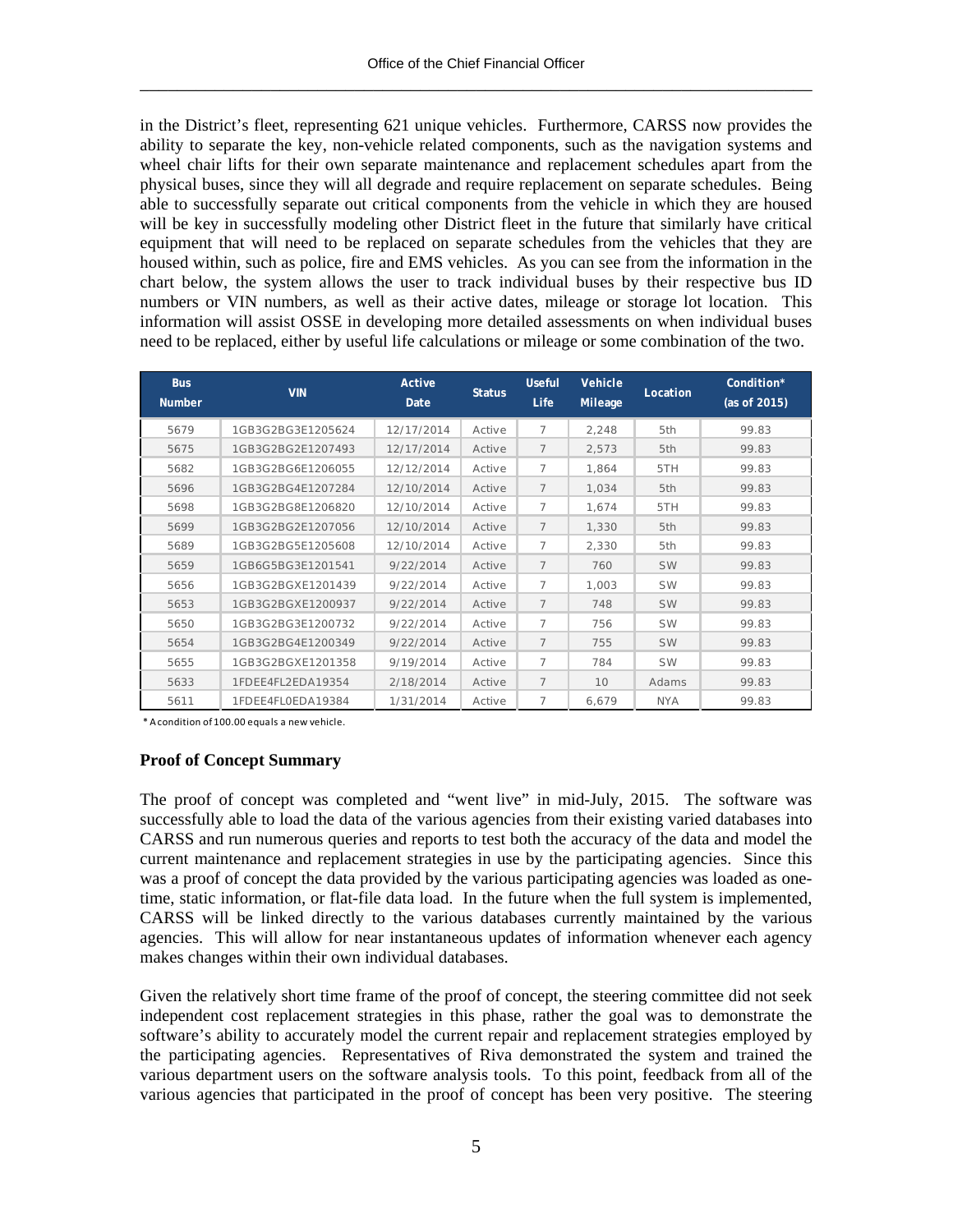in the District's fleet, representing 621 unique vehicles. Furthermore, CARSS now provides the ability to separate the key, non-vehicle related components, such as the navigation systems and wheel chair lifts for their own separate maintenance and replacement schedules apart from the physical buses, since they will all degrade and require replacement on separate schedules. Being able to successfully separate out critical components from the vehicle in which they are housed will be key in successfully modeling other District fleet in the future that similarly have critical equipment that will need to be replaced on separate schedules from the vehicles that they are housed within, such as police, fire and EMS vehicles. As you can see from the information in the chart below, the system allows the user to track individual buses by their respective bus ID numbers or VIN numbers, as well as their active dates, mileage or storage lot location. This information will assist OSSE in developing more detailed assessments on when individual buses need to be replaced, either by useful life calculations or mileage or some combination of the two.

| Bus Number | VIN | Active Date | Status | Useful Life | Vehicle Mileage | Location | Condition* (as of 2015) |
|---|---|---|---|---|---|---|---|
| 5679 | 1GB3G2BG3E1205624 | 12/17/2014 | Active | 7 | 2,248 | 5th | 99.83 |
| 5675 | 1GB3G2BG2E1207493 | 12/17/2014 | Active | 7 | 2,573 | 5th | 99.83 |
| 5682 | 1GB3G2BG6E1206055 | 12/12/2014 | Active | 7 | 1,864 | 5TH | 99.83 |
| 5696 | 1GB3G2BG4E1207284 | 12/10/2014 | Active | 7 | 1,034 | 5th | 99.83 |
| 5698 | 1GB3G2BG8E1206820 | 12/10/2014 | Active | 7 | 1,674 | 5TH | 99.83 |
| 5699 | 1GB3G2BG2E1207056 | 12/10/2014 | Active | 7 | 1,330 | 5th | 99.83 |
| 5689 | 1GB3G2BG5E1205608 | 12/10/2014 | Active | 7 | 2,330 | 5th | 99.83 |
| 5659 | 1GB6G5BG3E1201541 | 9/22/2014 | Active | 7 | 760 | SW | 99.83 |
| 5656 | 1GB3G2BGXE1201439 | 9/22/2014 | Active | 7 | 1,003 | SW | 99.83 |
| 5653 | 1GB3G2BGXE1200937 | 9/22/2014 | Active | 7 | 748 | SW | 99.83 |
| 5650 | 1GB3G2BG3E1200732 | 9/22/2014 | Active | 7 | 756 | SW | 99.83 |
| 5654 | 1GB3G2BG4E1200349 | 9/22/2014 | Active | 7 | 755 | SW | 99.83 |
| 5655 | 1GB3G2BGXE1201358 | 9/19/2014 | Active | 7 | 784 | SW | 99.83 |
| 5633 | 1FDEE4FL2EDA19354 | 2/18/2014 | Active | 7 | 10 | Adams | 99.83 |
| 5611 | 1FDEE4FL0EDA19384 | 1/31/2014 | Active | 7 | 6,679 | NYA | 99.83 |

* A condition of 100.00 equals a new vehicle.

**Proof of Concept Summary**

The proof of concept was completed and "went live" in mid-July, 2015. The software was successfully able to load the data of the various agencies from their existing varied databases into CARSS and run numerous queries and reports to test both the accuracy of the data and model the current maintenance and replacement strategies in use by the participating agencies. Since this was a proof of concept the data provided by the various participating agencies was loaded as one-time, static information, or flat-file data load. In the future when the full system is implemented, CARSS will be linked directly to the various databases currently maintained by the various agencies. This will allow for near instantaneous updates of information whenever each agency makes changes within their own individual databases.

Given the relatively short time frame of the proof of concept, the steering committee did not seek independent cost replacement strategies in this phase, rather the goal was to demonstrate the software's ability to accurately model the current repair and replacement strategies employed by the participating agencies. Representatives of Riva demonstrated the system and trained the various department users on the software analysis tools. To this point, feedback from all of the various agencies that participated in the proof of concept has been very positive. The steering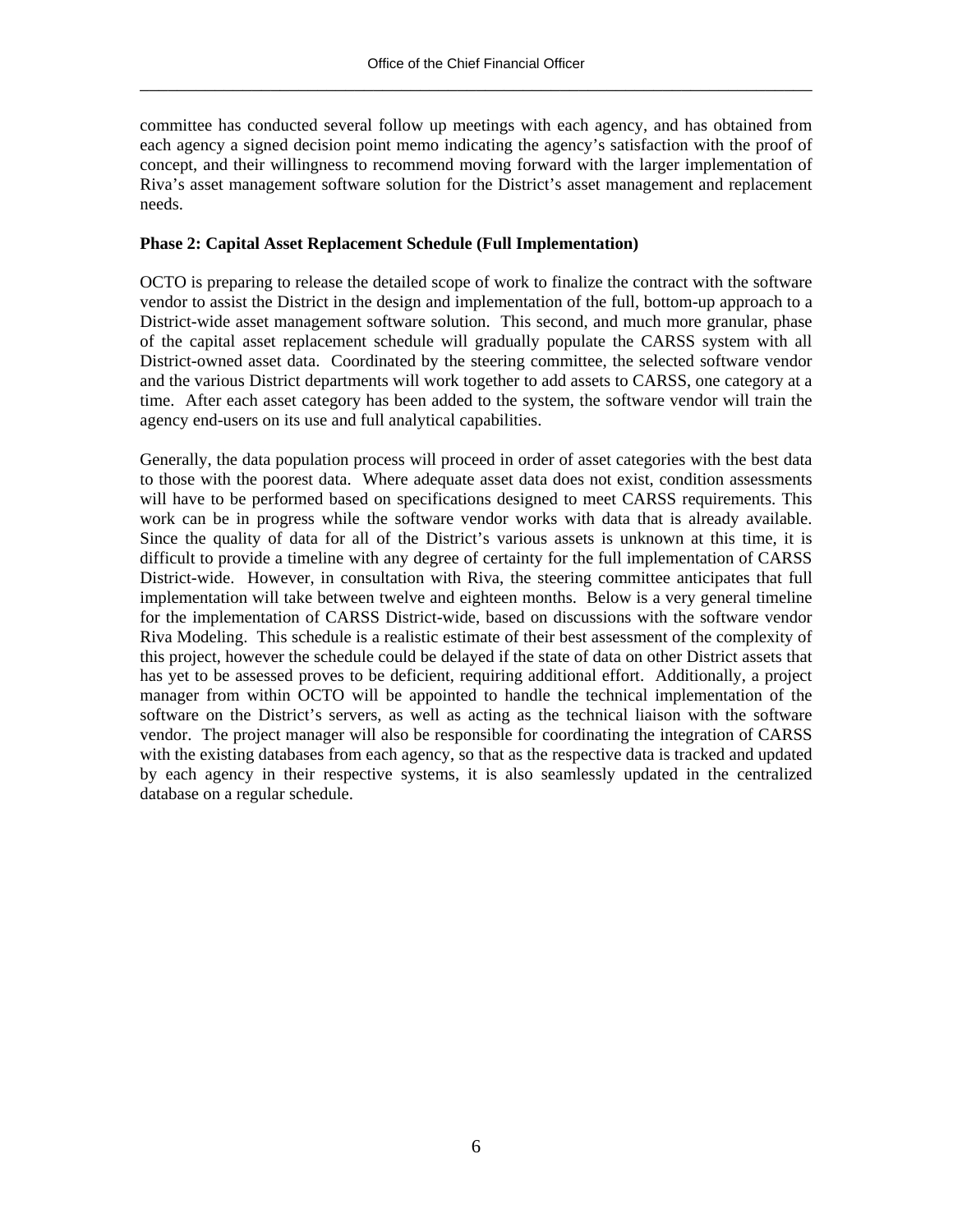committee has conducted several follow up meetings with each agency, and has obtained from each agency a signed decision point memo indicating the agency's satisfaction with the proof of concept, and their willingness to recommend moving forward with the larger implementation of Riva's asset management software solution for the District's asset management and replacement needs.

**Phase 2: Capital Asset Replacement Schedule (Full Implementation)**

OCTO is preparing to release the detailed scope of work to finalize the contract with the software vendor to assist the District in the design and implementation of the full, bottom-up approach to a District-wide asset management software solution. This second, and much more granular, phase of the capital asset replacement schedule will gradually populate the CARSS system with all District-owned asset data. Coordinated by the steering committee, the selected software vendor and the various District departments will work together to add assets to CARSS, one category at a time. After each asset category has been added to the system, the software vendor will train the agency end-users on its use and full analytical capabilities.

Generally, the data population process will proceed in order of asset categories with the best data to those with the poorest data. Where adequate asset data does not exist, condition assessments will have to be performed based on specifications designed to meet CARSS requirements. This work can be in progress while the software vendor works with data that is already available. Since the quality of data for all of the District's various assets is unknown at this time, it is difficult to provide a timeline with any degree of certainty for the full implementation of CARSS District-wide. However, in consultation with Riva, the steering committee anticipates that full implementation will take between twelve and eighteen months. Below is a very general timeline for the implementation of CARSS District-wide, based on discussions with the software vendor Riva Modeling. This schedule is a realistic estimate of their best assessment of the complexity of this project, however the schedule could be delayed if the state of data on other District assets that has yet to be assessed proves to be deficient, requiring additional effort. Additionally, a project manager from within OCTO will be appointed to handle the technical implementation of the software on the District's servers, as well as acting as the technical liaison with the software vendor. The project manager will also be responsible for coordinating the integration of CARSS with the existing databases from each agency, so that as the respective data is tracked and updated by each agency in their respective systems, it is also seamlessly updated in the centralized database on a regular schedule.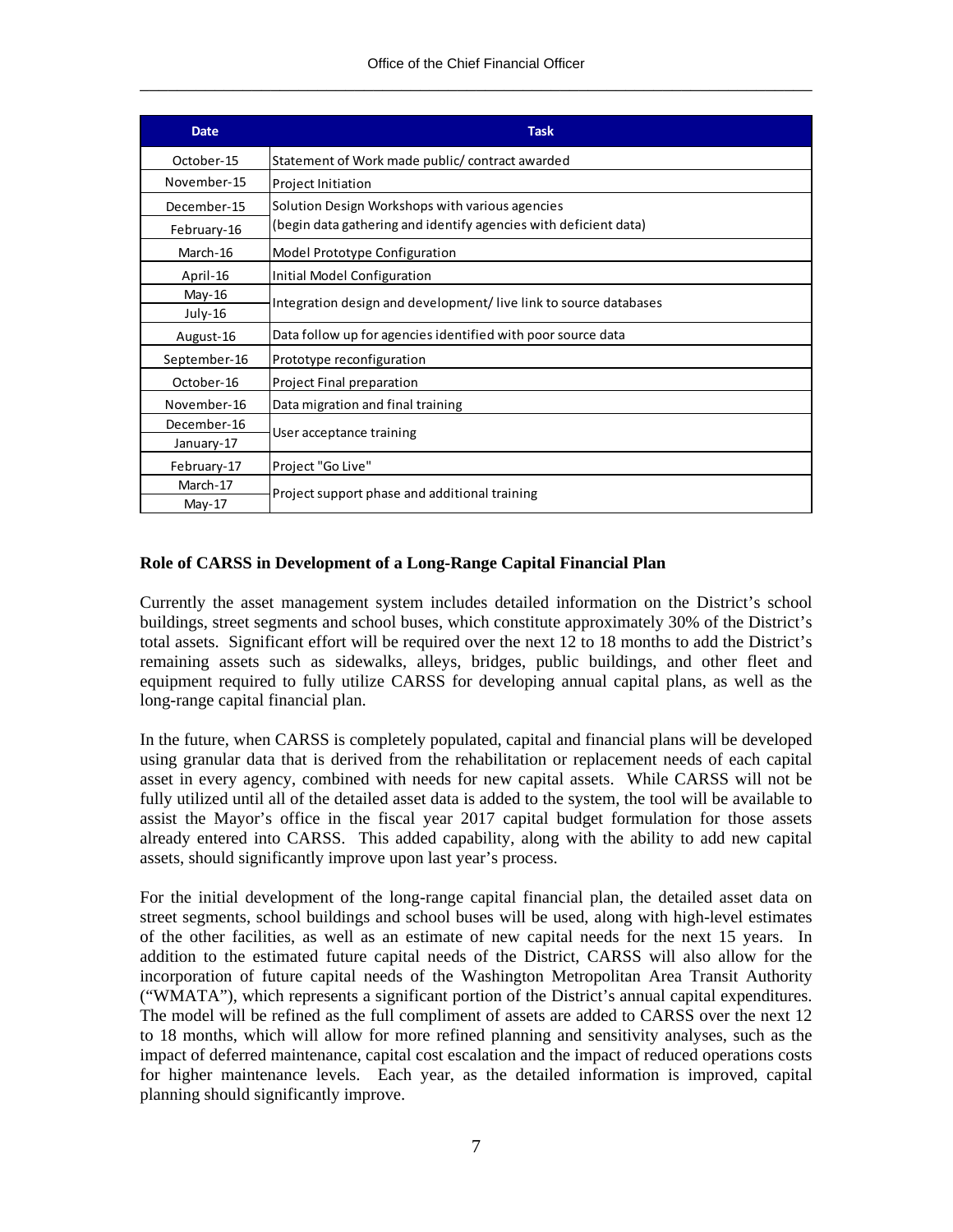| Date | Task |
|---|---|
| October-15 | Statement of Work made public/ contract awarded |
| November-15 | Project Initiation |
| December-15 | Solution Design Workshops with various agencies |
| February-16 | (begin data gathering and identify agencies with deficient data) |
| March-16 | Model Prototype Configuration |
| April-16 | Initial Model Configuration |
| May-16 | Integration design and development/ live link to source databases |
| July-16 | |
| August-16 | Data follow up for agencies identified with poor source data |
| September-16 | Prototype reconfiguration |
| October-16 | Project Final preparation |
| November-16 | Data migration and final training |
| December-16 | User acceptance training |
| January-17 | |
| February-17 | Project "Go Live" |
| March-17 | Project support phase and additional training |
| May-17 | |

**Role of CARSS in Development of a Long-Range Capital Financial Plan**

Currently the asset management system includes detailed information on the District's school buildings, street segments and school buses, which constitute approximately 30% of the District's total assets. Significant effort will be required over the next 12 to 18 months to add the District's remaining assets such as sidewalks, alleys, bridges, public buildings, and other fleet and equipment required to fully utilize CARSS for developing annual capital plans, as well as the long-range capital financial plan.

In the future, when CARSS is completely populated, capital and financial plans will be developed using granular data that is derived from the rehabilitation or replacement needs of each capital asset in every agency, combined with needs for new capital assets. While CARSS will not be fully utilized until all of the detailed asset data is added to the system, the tool will be available to assist the Mayor's office in the fiscal year 2017 capital budget formulation for those assets already entered into CARSS. This added capability, along with the ability to add new capital assets, should significantly improve upon last year's process.

For the initial development of the long-range capital financial plan, the detailed asset data on street segments, school buildings and school buses will be used, along with high-level estimates of the other facilities, as well as an estimate of new capital needs for the next 15 years. In addition to the estimated future capital needs of the District, CARSS will also allow for the incorporation of future capital needs of the Washington Metropolitan Area Transit Authority ("WMATA"), which represents a significant portion of the District's annual capital expenditures. The model will be refined as the full compliment of assets are added to CARSS over the next 12 to 18 months, which will allow for more refined planning and sensitivity analyses, such as the impact of deferred maintenance, capital cost escalation and the impact of reduced operations costs for higher maintenance levels. Each year, as the detailed information is improved, capital planning should significantly improve.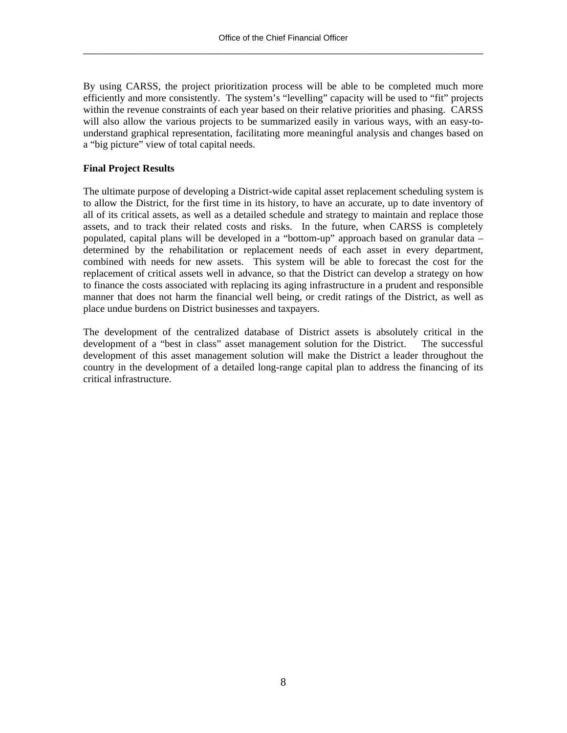By using CARSS, the project prioritization process will be able to be completed much more efficiently and more consistently. The system's "levelling" capacity will be used to "fit" projects within the revenue constraints of each year based on their relative priorities and phasing. CARSS will also allow the various projects to be summarized easily in various ways, with an easy-to-understand graphical representation, facilitating more meaningful analysis and changes based on a "big picture" view of total capital needs.

**Final Project Results**

The ultimate purpose of developing a District-wide capital asset replacement scheduling system is to allow the District, for the first time in its history, to have an accurate, up to date inventory of all of its critical assets, as well as a detailed schedule and strategy to maintain and replace those assets, and to track their related costs and risks. In the future, when CARSS is completely populated, capital plans will be developed in a "bottom-up" approach based on granular data – determined by the rehabilitation or replacement needs of each asset in every department, combined with needs for new assets. This system will be able to forecast the cost for the replacement of critical assets well in advance, so that the District can develop a strategy on how to finance the costs associated with replacing its aging infrastructure in a prudent and responsible manner that does not harm the financial well being, or credit ratings of the District, as well as place undue burdens on District businesses and taxpayers.

The development of the centralized database of District assets is absolutely critical in the development of a "best in class" asset management solution for the District. The successful development of this asset management solution will make the District a leader throughout the country in the development of a detailed long-range capital plan to address the financing of its critical infrastructure.